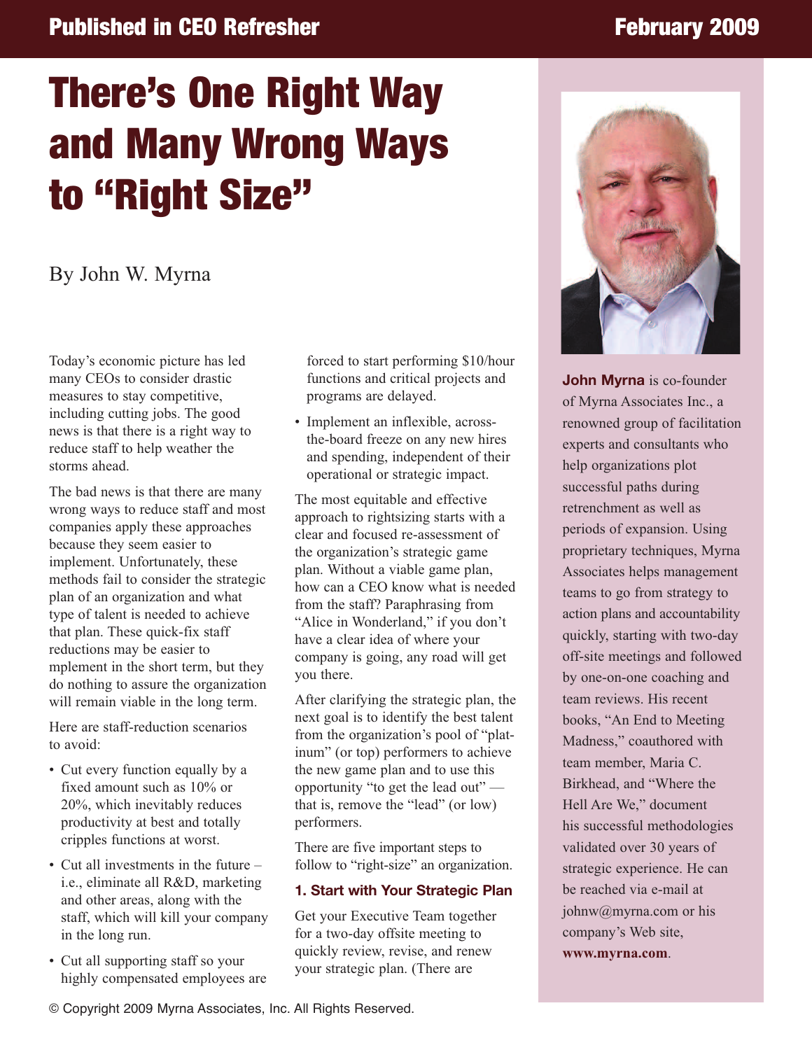Published in CEO Refresher — February 2009

# There's One Right Way and Many Wrong Ways to "Right Size"

By John W. Myrna

Today's economic picture has led many CEOs to consider drastic measures to stay competitive, including cutting jobs. The good news is that there is a right way to reduce staff to help weather the storms ahead.

The bad news is that there are many wrong ways to reduce staff and most companies apply these approaches because they seem easier to implement. Unfortunately, these methods fail to consider the strategic plan of an organization and what type of talent is needed to achieve that plan. These quick-fix staff reductions may be easier to mplement in the short term, but they do nothing to assure the organization will remain viable in the long term.

Here are staff-reduction scenarios to avoid:

- Cut every function equally by a fixed amount such as 10% or 20%, which inevitably reduces productivity at best and totally cripples functions at worst.
- Cut all investments in the future – i.e., eliminate all R&D, marketing and other areas, along with the staff, which will kill your company in the long run.
- Cut all supporting staff so your highly compensated employees are forced to start performing $10/hour functions and critical projects and programs are delayed.
- Implement an inflexible, across-the-board freeze on any new hires and spending, independent of their operational or strategic impact.

The most equitable and effective approach to rightsizing starts with a clear and focused re-assessment of the organization's strategic game plan. Without a viable game plan, how can a CEO know what is needed from the staff? Paraphrasing from "Alice in Wonderland," if you don't have a clear idea of where your company is going, any road will get you there.

After clarifying the strategic plan, the next goal is to identify the best talent from the organization's pool of "platinum" (or top) performers to achieve the new game plan and to use this opportunity "to get the lead out" — that is, remove the "lead" (or low) performers.

There are five important steps to follow to "right-size" an organization.

### 1. Start with Your Strategic Plan

Get your Executive Team together for a two-day offsite meeting to quickly review, revise, and renew your strategic plan. (There are

**John Myrna** is co-founder of Myrna Associates Inc., a renowned group of facilitation experts and consultants who help organizations plot successful paths during retrenchment as well as periods of expansion. Using proprietary techniques, Myrna Associates helps management teams to go from strategy to action plans and accountability quickly, starting with two-day off-site meetings and followed by one-on-one coaching and team reviews. His recent books, "An End to Meeting Madness," coauthored with team member, Maria C. Birkhead, and "Where the Hell Are We," document his successful methodologies validated over 30 years of strategic experience. He can be reached via e-mail at johnw@myrna.com or his company's Web site, **www.myrna.com**.

© Copyright 2009 Myrna Associates, Inc. All Rights Reserved.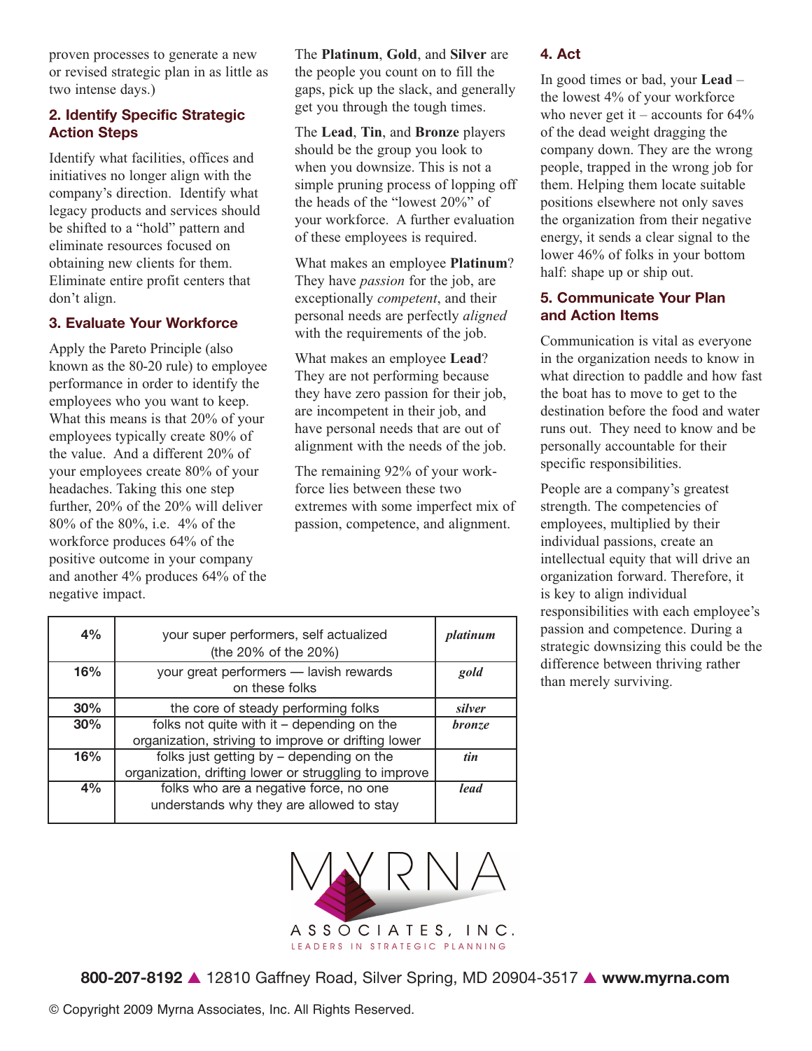proven processes to generate a new or revised strategic plan in as little as two intense days.)

## 2. Identify Specific Strategic Action Steps

Identify what facilities, offices and initiatives no longer align with the company's direction. Identify what legacy products and services should be shifted to a "hold" pattern and eliminate resources focused on obtaining new clients for them. Eliminate entire profit centers that don't align.

## 3. Evaluate Your Workforce

Apply the Pareto Principle (also known as the 80-20 rule) to employee performance in order to identify the employees who you want to keep. What this means is that 20% of your employees typically create 80% of the value. And a different 20% of your employees create 80% of your headaches. Taking this one step further, 20% of the 20% will deliver 80% of the 80%, i.e. 4% of the workforce produces 64% of the positive outcome in your company and another 4% produces 64% of the negative impact.

The **Platinum**, **Gold**, and **Silver** are the people you count on to fill the gaps, pick up the slack, and generally get you through the tough times.

The **Lead**, **Tin**, and **Bronze** players should be the group you look to when you downsize. This is not a simple pruning process of lopping off the heads of the "lowest 20%" of your workforce. A further evaluation of these employees is required.

What makes an employee **Platinum**? They have *passion* for the job, are exceptionally *competent*, and their personal needs are perfectly *aligned* with the requirements of the job.

What makes an employee **Lead**? They are not performing because they have zero passion for their job, are incompetent in their job, and have personal needs that are out of alignment with the needs of the job.

The remaining 92% of your workforce lies between these two extremes with some imperfect mix of passion, competence, and alignment.

| | | |
|---|---|---|
| **4%** | your super performers, self actualized (the 20% of the 20%) | ***platinum*** |
| **16%** | your great performers — lavish rewards on these folks | ***gold*** |
| **30%** | the core of steady performing folks | ***silver*** |
| **30%** | folks not quite with it – depending on the organization, striving to improve or drifting lower | ***bronze*** |
| **16%** | folks just getting by – depending on the organization, drifting lower or struggling to improve | ***tin*** |
| **4%** | folks who are a negative force, no one understands why they are allowed to stay | ***lead*** |

## 4. Act

In good times or bad, your **Lead** – the lowest 4% of your workforce who never get it – accounts for 64% of the dead weight dragging the company down. They are the wrong people, trapped in the wrong job for them. Helping them locate suitable positions elsewhere not only saves the organization from their negative energy, it sends a clear signal to the lower 46% of folks in your bottom half: shape up or ship out.

## 5. Communicate Your Plan and Action Items

Communication is vital as everyone in the organization needs to know in what direction to paddle and how fast the boat has to move to get to the destination before the food and water runs out. They need to know and be personally accountable for their specific responsibilities.

People are a company's greatest strength. The competencies of employees, multiplied by their individual passions, create an intellectual equity that will drive an organization forward. Therefore, it is key to align individual responsibilities with each employee's passion and competence. During a strategic downsizing this could be the difference between thriving rather than merely surviving.

MYRNA ASSOCIATES, INC.
LEADERS IN STRATEGIC PLANNING

**800-207-8192** ▲ 12810 Gaffney Road, Silver Spring, MD 20904-3517 ▲ **www.myrna.com**

© Copyright 2009 Myrna Associates, Inc. All Rights Reserved.